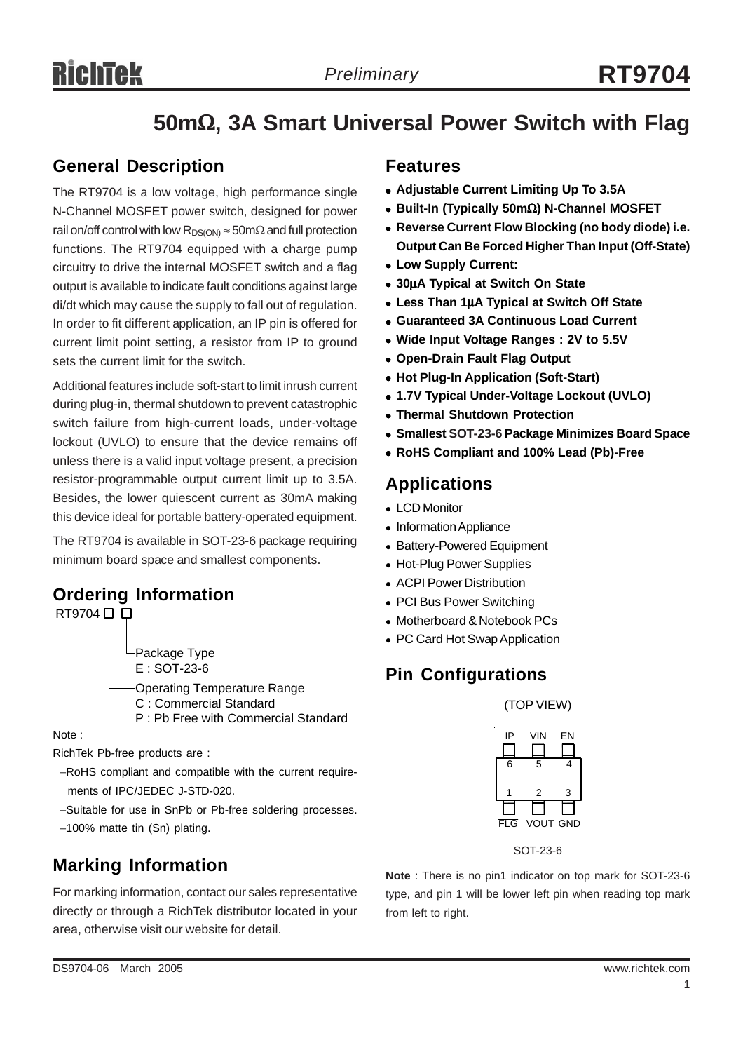# 50mΩ, 3A Smart Universal Power Switch with Flag

## General Description

The RT9704 is a low voltage, high performance single N-Channel MOSFET power switch, designed for power rail on/off control with low $R_{DS(ON)} \approx 50m\Omega$ and full protection functions. The RT9704 equipped with a charge pump circuitry to drive the internal MOSFET switch and a flag output is available to indicate fault conditions against large di/dt which may cause the supply to fall out of regulation. In order to fit different application, an IP pin is offered for current limit point setting, a resistor from IP to ground sets the current limit for the switch.

Additional features include soft-start to limit inrush current during plug-in, thermal shutdown to prevent catastrophic switch failure from high-current loads, under-voltage lockout (UVLO) to ensure that the device remains off unless there is a valid input voltage present, a precision resistor-programmable output current limit up to 3.5A. Besides, the lower quiescent current as 30mA making this device ideal for portable battery-operated equipment.

The RT9704 is available in SOT-23-6 package requiring minimum board space and smallest components.

## Ordering Information

RT9704 □ □

- Package Type
  - E : SOT-23-6
- Operating Temperature Range
  - C : Commercial Standard
  - P : Pb Free with Commercial Standard

Note :

RichTek Pb-free products are :

- −RoHS compliant and compatible with the current requirements of IPC/JEDEC J-STD-020.
- −Suitable for use in SnPb or Pb-free soldering processes.
- −100% matte tin (Sn) plating.

## Marking Information

For marking information, contact our sales representative directly or through a RichTek distributor located in your area, otherwise visit our website for detail.

## Features

- **Adjustable Current Limiting Up To 3.5A**
- **Built-In (Typically 50mΩ) N-Channel MOSFET**
- **Reverse Current Flow Blocking (no body diode) i.e. Output Can Be Forced Higher Than Input (Off-State)**
- **Low Supply Current:**
- **30μA Typical at Switch On State**
- **Less Than 1μA Typical at Switch Off State**
- **Guaranteed 3A Continuous Load Current**
- **Wide Input Voltage Ranges : 2V to 5.5V**
- **Open-Drain Fault Flag Output**
- **Hot Plug-In Application (Soft-Start)**
- **1.7V Typical Under-Voltage Lockout (UVLO)**
- **Thermal Shutdown Protection**
- **Smallest SOT-23-6 Package Minimizes Board Space**
- **RoHS Compliant and 100% Lead (Pb)-Free**

## Applications

- LCD Monitor
- Information Appliance
- Battery-Powered Equipment
- Hot-Plug Power Supplies
- ACPI Power Distribution
- PCI Bus Power Switching
- Motherboard & Notebook PCs
- PC Card Hot Swap Application

## Pin Configurations

(TOP VIEW)

| Pin | 6 | 5 | 4 |
|---|---|---|---|
| Name | IP | VIN | EN |

| Pin | 1 | 2 | 3 |
|---|---|---|---|
| Name | $\overline{FLG}$ | VOUT | GND |

SOT-23-6

**Note** : There is no pin1 indicator on top mark for SOT-23-6 type, and pin 1 will be lower left pin when reading top mark from left to right.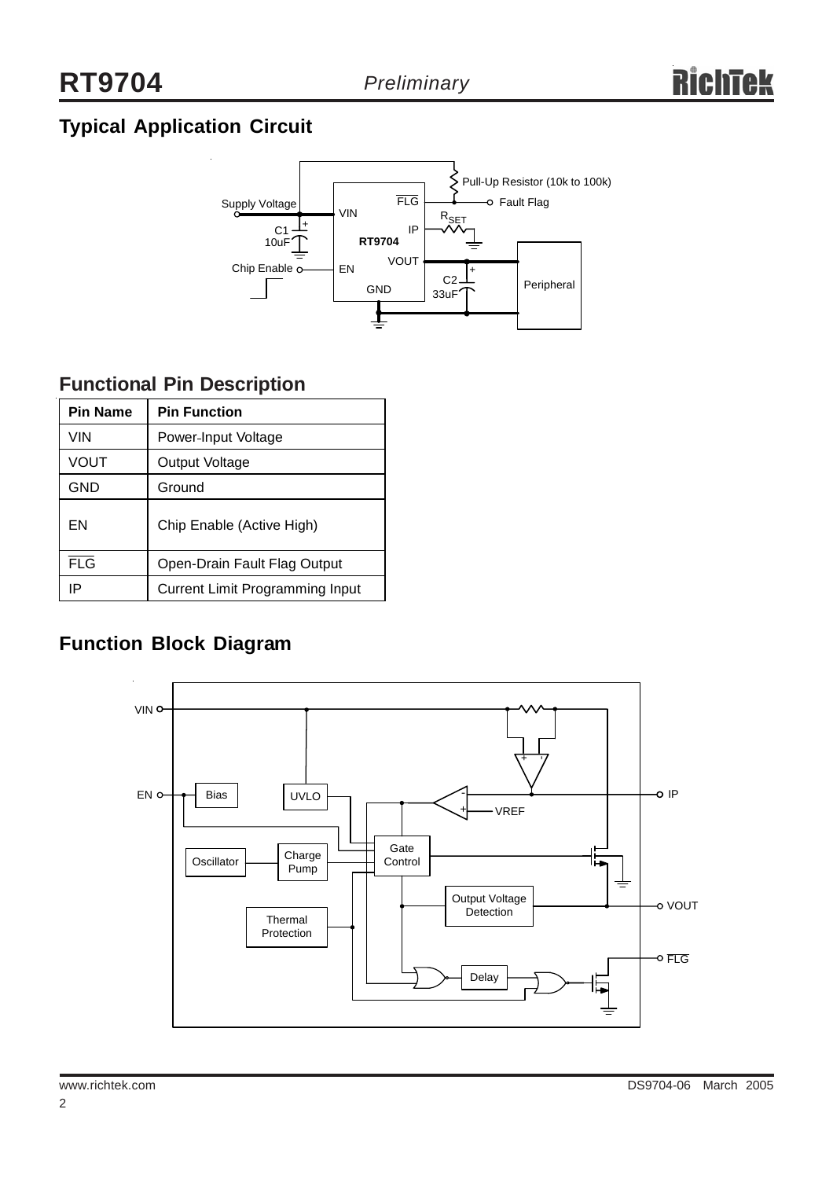## Typical Application Circuit

## Functional Pin Description

| Pin Name | Pin Function |
|---|---|
| VIN | Power-Input Voltage |
| VOUT | Output Voltage |
| GND | Ground |
| EN | Chip Enable (Active High) |
| $\overline{FLG}$ | Open-Drain Fault Flag Output |
| IP | Current Limit Programming Input |

## Function Block Diagram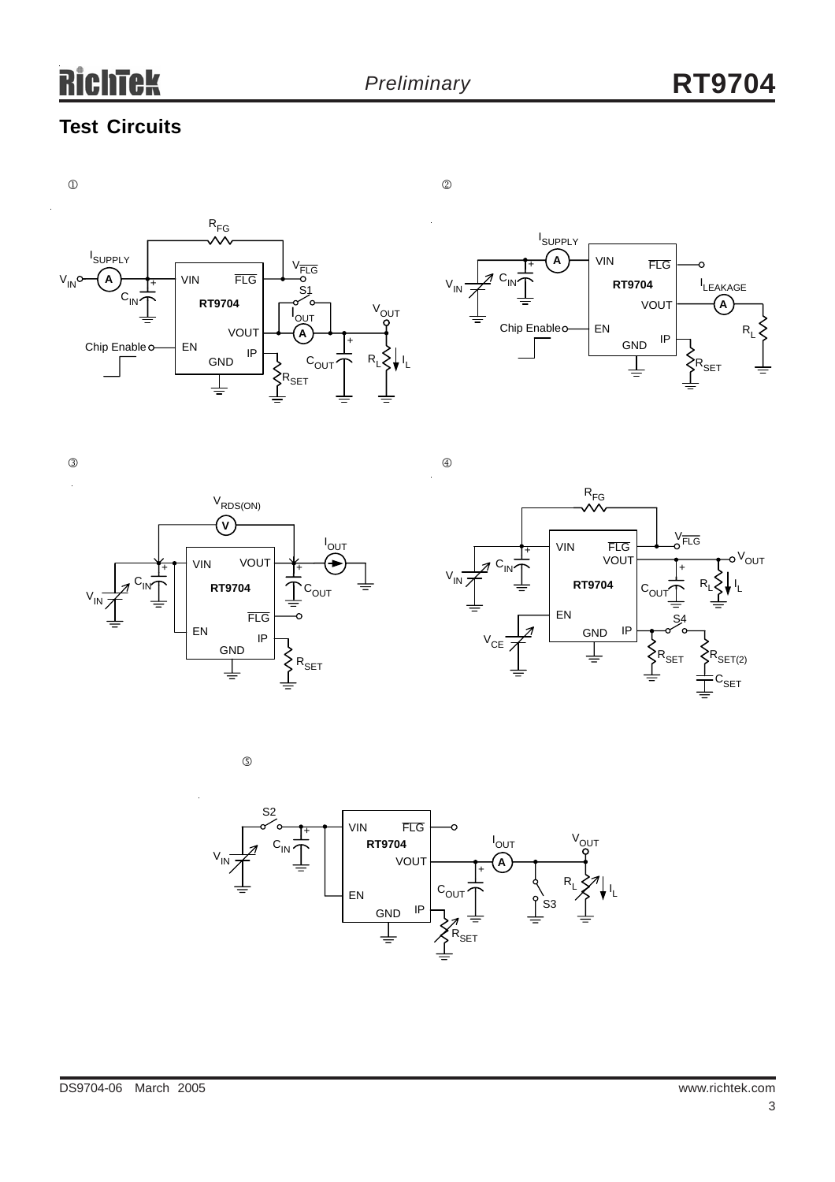## Test Circuits

①

②

③

④

⑤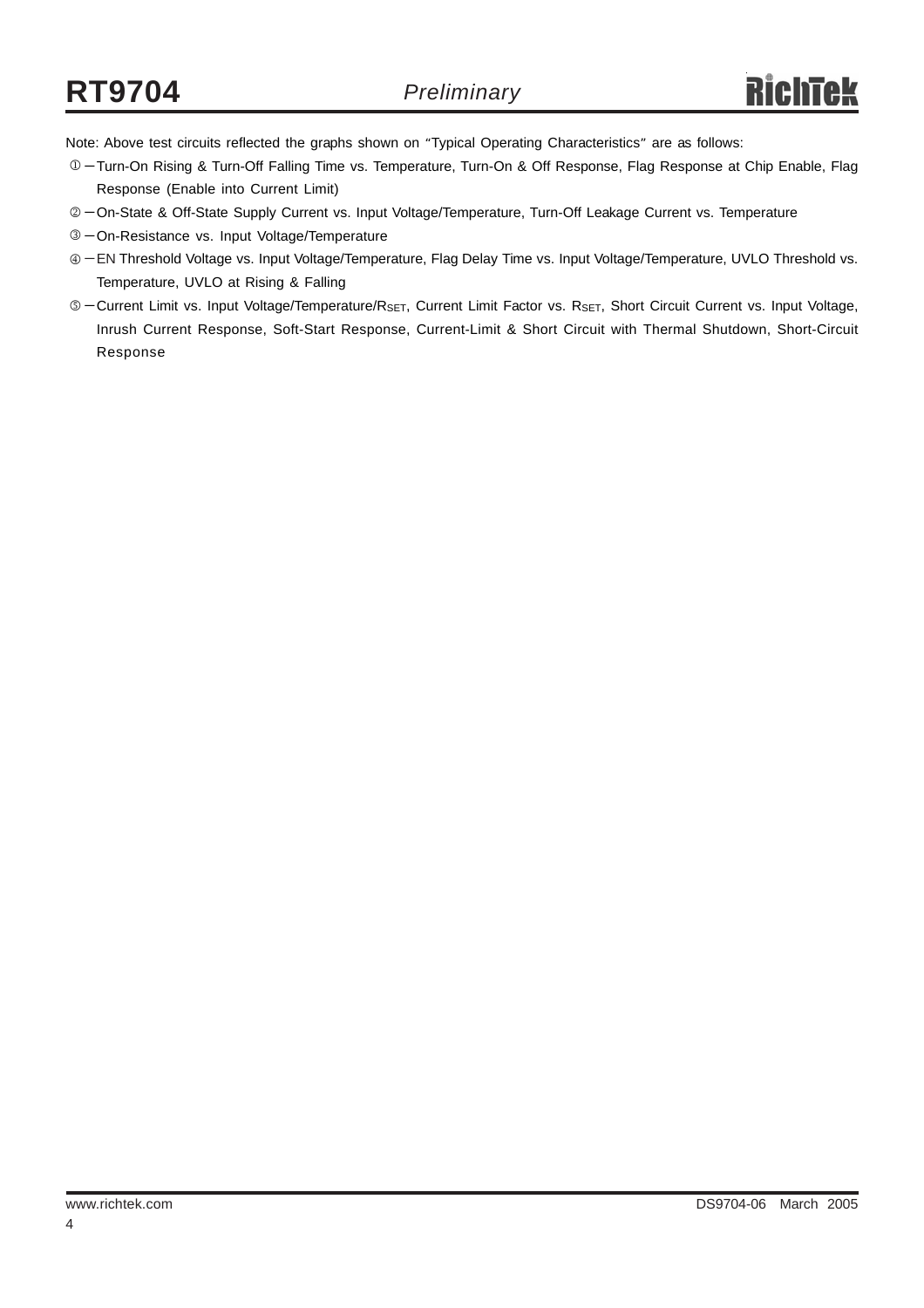Note: Above test circuits reflected the graphs shown on "Typical Operating Characteristics" are as follows:

① − Turn-On Rising & Turn-Off Falling Time vs. Temperature, Turn-On & Off Response, Flag Response at Chip Enable, Flag Response (Enable into Current Limit)

② − On-State & Off-State Supply Current vs. Input Voltage/Temperature, Turn-Off Leakage Current vs. Temperature

③ − On-Resistance vs. Input Voltage/Temperature

④ − EN Threshold Voltage vs. Input Voltage/Temperature, Flag Delay Time vs. Input Voltage/Temperature, UVLO Threshold vs. Temperature, UVLO at Rising & Falling

⑤ − Current Limit vs. Input Voltage/Temperature/$R_{SET}$, Current Limit Factor vs. $R_{SET}$, Short Circuit Current vs. Input Voltage, Inrush Current Response, Soft-Start Response, Current-Limit & Short Circuit with Thermal Shutdown, Short-Circuit Response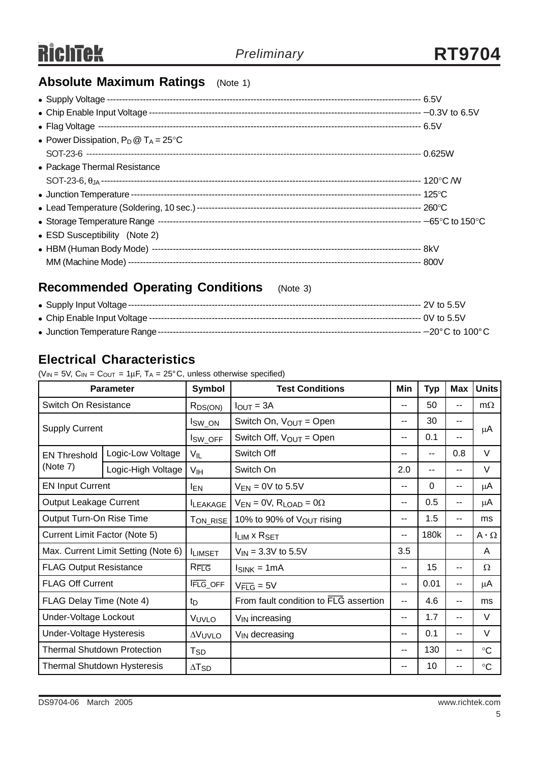## Absolute Maximum Ratings (Note 1)

- Supply Voltage ---------------------------------------------------------------------------------------------------- 6.5V
- Chip Enable Input Voltage ------------------------------------------------------------------------------------------ −0.3V to 6.5V
- Flag Voltage ------------------------------------------------------------------------------------------------------------ 6.5V
- Power Dissipation, $P_D$ @ $T_A$ = 25°C
  SOT-23-6 ------------------------------------------------------------------------------------------------------------ 0.625W
- Package Thermal Resistance
  SOT-23-6, $\theta_{JA}$ -------------------------------------------------------------------------------------------------- 120°C /W
- Junction Temperature ------------------------------------------------------------------------------------------------ 125°C
- Lead Temperature (Soldering, 10 sec.) ------------------------------------------------------------------------- 260°C
- Storage Temperature Range -------------------------------------------------------------------------------------- −65°C to 150°C
- ESD Susceptibility (Note 2)
- HBM (Human Body Mode) ---------------------------------------------------------------------------------------- 8kV
  MM (Machine Mode) ---------------------------------------------------------------------------------------------- 800V

## Recommended Operating Conditions (Note 3)

- Supply Input Voltage ------------------------------------------------------------------------------------------------ 2V to 5.5V
- Chip Enable Input Voltage ---------------------------------------------------------------------------------------- 0V to 5.5V
- Junction Temperature Range ------------------------------------------------------------------------------------- −20°C to 100°C

## Electrical Characteristics

($V_{IN}$ = 5V, $C_{IN}$ = $C_{OUT}$ = 1μF, $T_A$ = 25°C, unless otherwise specified)

| Parameter | | Symbol | Test Conditions | Min | Typ | Max | Units |
|---|---|---|---|---|---|---|---|
| Switch On Resistance | | $R_{DS(ON)}$ | $I_{OUT}$ = 3A | -- | 50 | -- | mΩ |
| Supply Current | | $I_{SW\_ON}$ | Switch On, $V_{OUT}$ = Open | -- | 30 | -- | μA |
| | | $I_{SW\_OFF}$ | Switch Off, $V_{OUT}$ = Open | -- | 0.1 | -- | μA |
| EN Threshold (Note 7) | Logic-Low Voltage | $V_{IL}$ | Switch Off | -- | -- | 0.8 | V |
| | Logic-High Voltage | $V_{IH}$ | Switch On | 2.0 | -- | -- | V |
| EN Input Current | | $I_{EN}$ | $V_{EN}$ = 0V to 5.5V | -- | 0 | -- | μA |
| Output Leakage Current | | $I_{LEAKAGE}$ | $V_{EN}$ = 0V, $R_{LOAD}$ = 0Ω | -- | 0.5 | -- | μA |
| Output Turn-On Rise Time | | $T_{ON\_RISE}$ | 10% to 90% of $V_{OUT}$ rising | -- | 1.5 | -- | ms |
| Current Limit Factor (Note 5) | | | $I_{LIM}$ x $R_{SET}$ | -- | 180k | -- | A · Ω |
| Max. Current Limit Setting (Note 6) | | $I_{LIMSET}$ | $V_{IN}$ = 3.3V to 5.5V | 3.5 | | | A |
| FLAG Output Resistance | | $R_{\overline{FLG}}$ | $I_{SINK}$ = 1mA | -- | 15 | -- | Ω |
| FLAG Off Current | | $I_{\overline{FLG}\_OFF}$ | $V_{\overline{FLG}}$ = 5V | -- | 0.01 | -- | μA |
| FLAG Delay Time (Note 4) | | $t_D$ | From fault condition to $\overline{FLG}$ assertion | -- | 4.6 | -- | ms |
| Under-Voltage Lockout | | $V_{UVLO}$ | $V_{IN}$ increasing | -- | 1.7 | -- | V |
| Under-Voltage Hysteresis | | $\Delta V_{UVLO}$ | $V_{IN}$ decreasing | -- | 0.1 | -- | V |
| Thermal Shutdown Protection | | $T_{SD}$ | | -- | 130 | -- | °C |
| Thermal Shutdown Hysteresis | | $\Delta T_{SD}$ | | -- | 10 | -- | °C |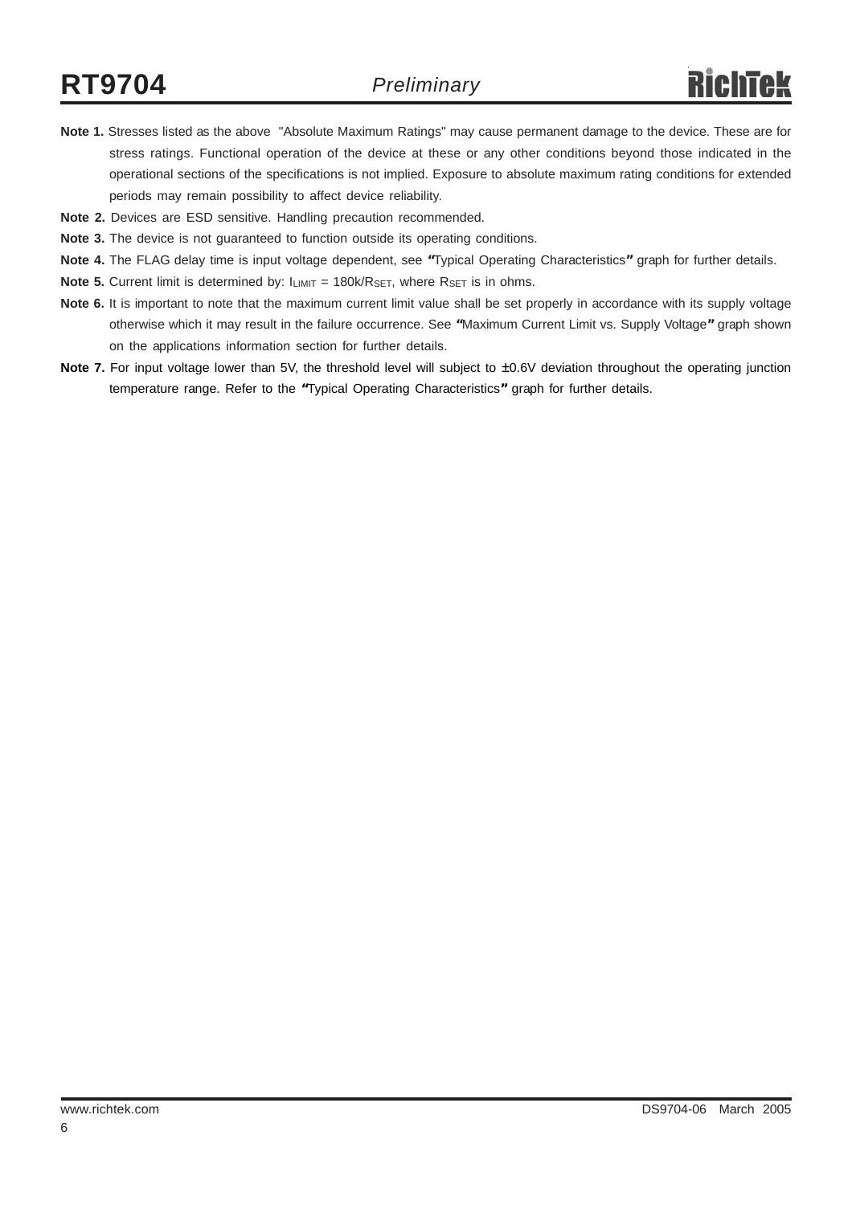**Note 1.** Stresses listed as the above "Absolute Maximum Ratings" may cause permanent damage to the device. These are for stress ratings. Functional operation of the device at these or any other conditions beyond those indicated in the operational sections of the specifications is not implied. Exposure to absolute maximum rating conditions for extended periods may remain possibility to affect device reliability.

**Note 2.** Devices are ESD sensitive. Handling precaution recommended.

**Note 3.** The device is not guaranteed to function outside its operating conditions.

**Note 4.** The FLAG delay time is input voltage dependent, see "Typical Operating Characteristics" graph for further details.

**Note 5.** Current limit is determined by: $I_{LIMIT}$ = 180k/$R_{SET}$, where $R_{SET}$ is in ohms.

**Note 6.** It is important to note that the maximum current limit value shall be set properly in accordance with its supply voltage otherwise which it may result in the failure occurrence. See "Maximum Current Limit vs. Supply Voltage" graph shown on the applications information section for further details.

**Note 7.** For input voltage lower than 5V, the threshold level will subject to ±0.6V deviation throughout the operating junction temperature range. Refer to the "Typical Operating Characteristics" graph for further details.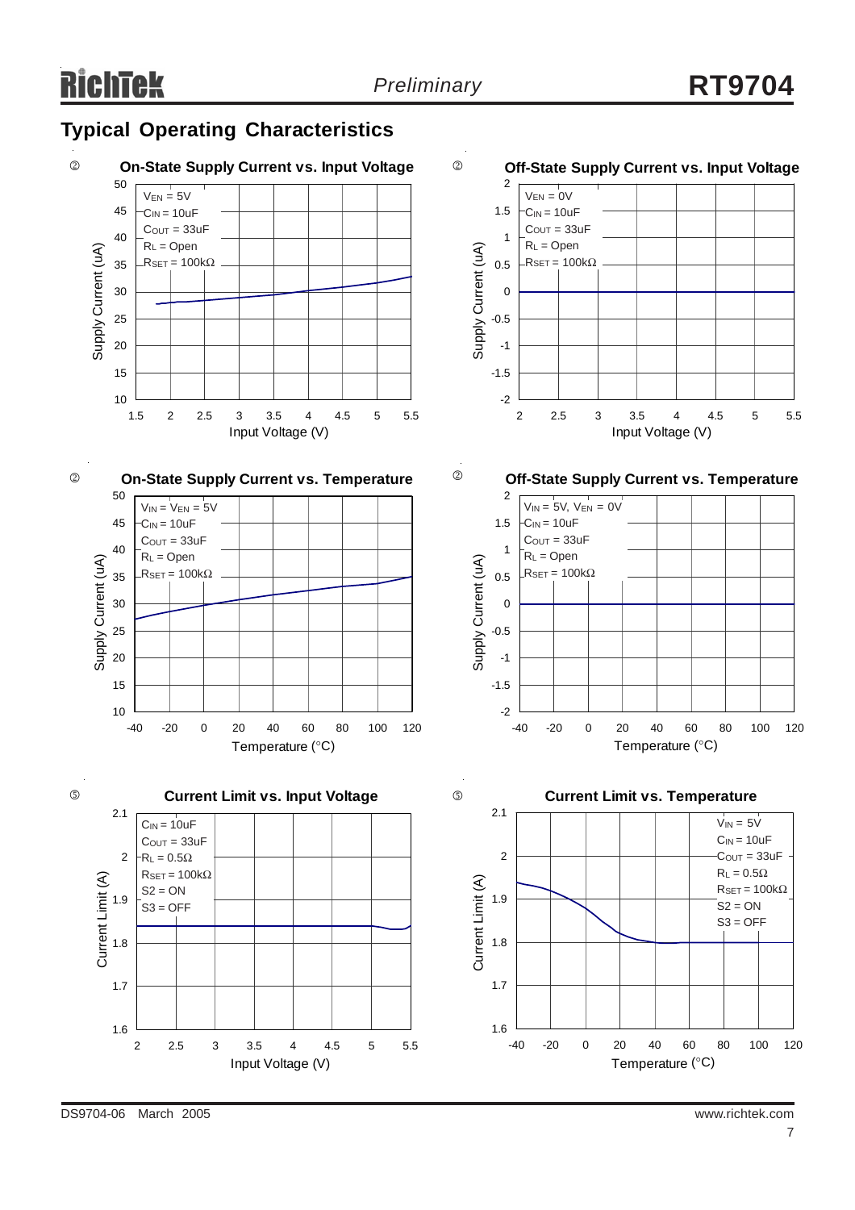## Typical Operating Characteristics

**On-State Supply Current vs. Input Voltage**

$V_{EN}$ = 5V
$C_{IN}$ = 10uF
$C_{OUT}$ = 33uF
$R_L$ = Open
$R_{SET}$ = 100kΩ

Supply Current (uA) vs. Input Voltage (V)

**Off-State Supply Current vs. Input Voltage**

$V_{EN}$ = 0V
$C_{IN}$ = 10uF
$C_{OUT}$ = 33uF
$R_L$ = Open
$R_{SET}$ = 100kΩ

Supply Current (uA) vs. Input Voltage (V)

**On-State Supply Current vs. Temperature**

$V_{IN}$ = $V_{EN}$ = 5V
$C_{IN}$ = 10uF
$C_{OUT}$ = 33uF
$R_L$ = Open
$R_{SET}$ = 100kΩ

Supply Current (uA) vs. Temperature (°C)

**Off-State Supply Current vs. Temperature**

$V_{IN}$ = 5V, $V_{EN}$ = 0V
$C_{IN}$ = 10uF
$C_{OUT}$ = 33uF
$R_L$ = Open
$R_{SET}$ = 100kΩ

Supply Current (uA) vs. Temperature (°C)

**Current Limit vs. Input Voltage**

$C_{IN}$ = 10uF
$C_{OUT}$ = 33uF
$R_L$ = 0.5Ω
$R_{SET}$ = 100kΩ
S2 = ON
S3 = OFF

Current Limit (A) vs. Input Voltage (V)

**Current Limit vs. Temperature**

$V_{IN}$ = 5V
$C_{IN}$ = 10uF
$C_{OUT}$ = 33uF
$R_L$ = 0.5Ω
$R_{SET}$ = 100kΩ
S2 = ON
S3 = OFF

Current Limit (A) vs. Temperature (°C)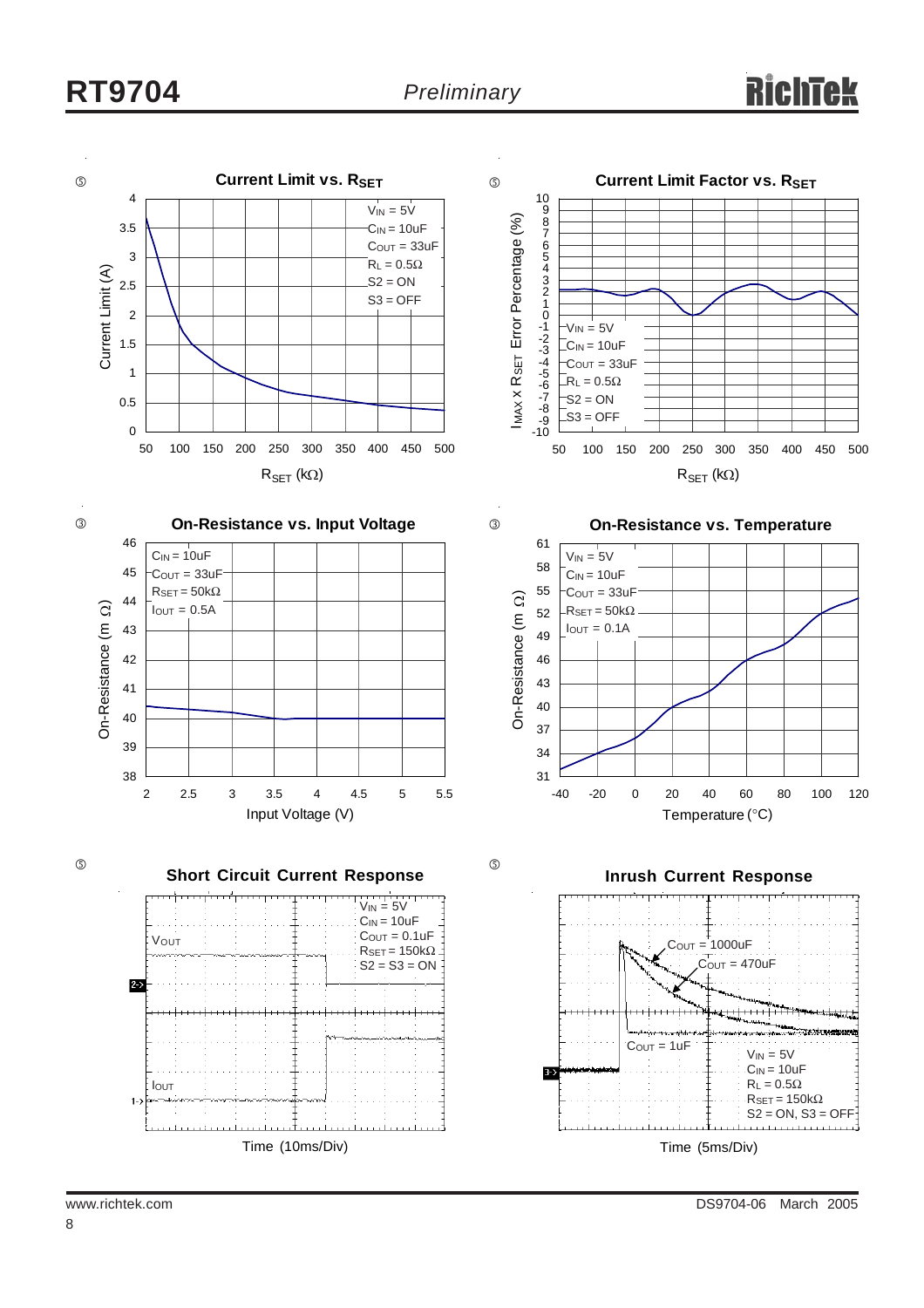Current Limit vs. $R_{SET}$

Current Limit (A)

$V_{IN}$ = 5V
$C_{IN}$ = 10uF
$C_{OUT}$ = 33uF
$R_L$ = 0.5Ω
S2 = ON
S3 = OFF

$R_{SET}$ (kΩ)

Current Limit Factor vs. $R_{SET}$

$I_{MAX}$ x $R_{SET}$ Error Percentage (%)

$V_{IN}$ = 5V
$C_{IN}$ = 10uF
$C_{OUT}$ = 33uF
$R_L$ = 0.5Ω
S2 = ON
S3 = OFF

$R_{SET}$ (kΩ)

On-Resistance vs. Input Voltage

On-Resistance (m Ω)

$C_{IN}$ = 10uF
$C_{OUT}$ = 33uF
$R_{SET}$ = 50kΩ
$I_{OUT}$ = 0.5A

Input Voltage (V)

On-Resistance vs. Temperature

On-Resistance (m Ω)

$V_{IN}$ = 5V
$C_{IN}$ = 10uF
$C_{OUT}$ = 33uF
$R_{SET}$ = 50kΩ
$I_{OUT}$ = 0.1A

Temperature (°C)

Short Circuit Current Response

$V_{IN}$ = 5V
$C_{IN}$ = 10uF
$C_{OUT}$ = 0.1uF
$R_{SET}$ = 150kΩ
S2 = S3 = ON

$V_{OUT}$

$I_{OUT}$

Time (10ms/Div)

Inrush Current Response

$C_{OUT}$ = 1000uF
$C_{OUT}$ = 470uF
$C_{OUT}$ = 1uF

$V_{IN}$ = 5V
$C_{IN}$ = 10uF
$R_L$ = 0.5Ω
$R_{SET}$ = 150kΩ
S2 = ON, S3 = OFF

Time (5ms/Div)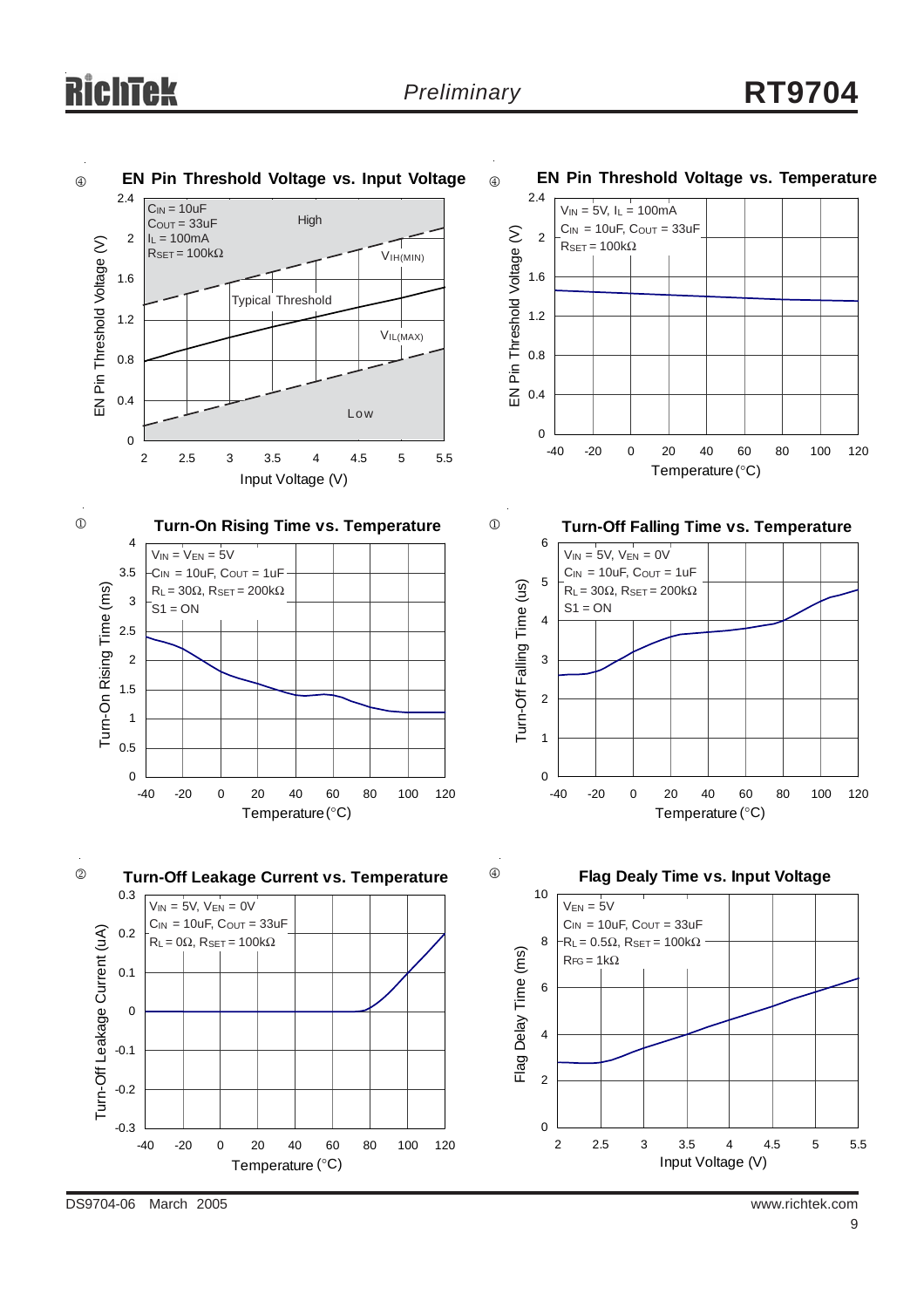**EN Pin Threshold Voltage vs. Input Voltage**

$C_{IN}$ = 10uF, $C_{OUT}$ = 33uF, $I_L$ = 100mA, $R_{SET}$ = 100kΩ

High

$V_{IH(MIN)}$

Typical Threshold

$V_{IL(MAX)}$

Low

EN Pin Threshold Voltage (V)

Input Voltage (V)

**EN Pin Threshold Voltage vs. Temperature**

$V_{IN}$ = 5V, $I_L$ = 100mA, $C_{IN}$ = 10uF, $C_{OUT}$ = 33uF, $R_{SET}$ = 100kΩ

EN Pin Threshold Voltage (V)

Temperature (°C)

**Turn-On Rising Time vs. Temperature**

$V_{IN}$ = $V_{EN}$ = 5V, $C_{IN}$ = 10uF, $C_{OUT}$ = 1uF, $R_L$ = 30Ω, $R_{SET}$ = 200kΩ, S1 = ON

Turn-On Rising Time (ms)

Temperature (°C)

**Turn-Off Falling Time vs. Temperature**

$V_{IN}$ = 5V, $V_{EN}$ = 0V, $C_{IN}$ = 10uF, $C_{OUT}$ = 1uF, $R_L$ = 30Ω, $R_{SET}$ = 200kΩ, S1 = ON

Turn-Off Falling Time (us)

Temperature (°C)

**Turn-Off Leakage Current vs. Temperature**

$V_{IN}$ = 5V, $V_{EN}$ = 0V, $C_{IN}$ = 10uF, $C_{OUT}$ = 33uF, $R_L$ = 0Ω, $R_{SET}$ = 100kΩ

Turn-Off Leakage Current (uA)

Temperature (°C)

**Flag Dealy Time vs. Input Voltage**

$V_{EN}$ = 5V, $C_{IN}$ = 10uF, $C_{OUT}$ = 33uF, $R_L$ = 0.5Ω, $R_{SET}$ = 100kΩ, $R_{FG}$ = 1kΩ

Flag Delay Time (ms)

Input Voltage (V)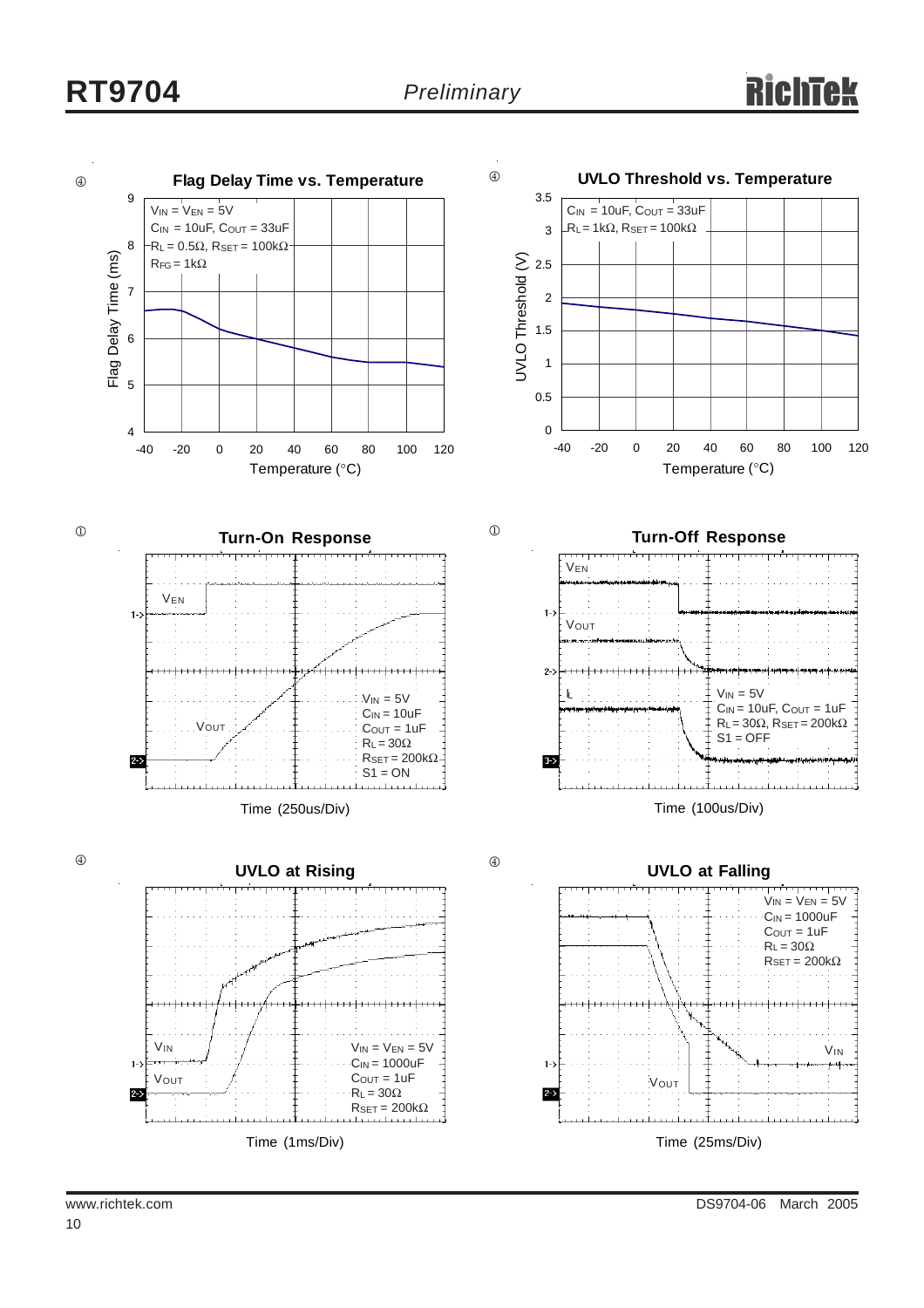**Flag Delay Time vs. Temperature**

$V_{IN} = V_{EN} = 5V$
$C_{IN} = 10uF$, $C_{OUT} = 33uF$
$R_L = 0.5\Omega$, $R_{SET} = 100k\Omega$
$R_{FG} = 1k\Omega$

Flag Delay Time (ms)

Temperature (°C)

**UVLO Threshold vs. Temperature**

$C_{IN} = 10uF$, $C_{OUT} = 33uF$
$R_L = 1k\Omega$, $R_{SET} = 100k\Omega$

UVLO Threshold (V)

Temperature (°C)

**Turn-On Response**

$V_{EN}$

$V_{OUT}$

$V_{IN} = 5V$
$C_{IN} = 10uF$
$C_{OUT} = 1uF$
$R_L = 30\Omega$
$R_{SET} = 200k\Omega$
S1 = ON

Time (250us/Div)

**Turn-Off Response**

$V_{EN}$

$V_{OUT}$

$I_L$

$V_{IN} = 5V$
$C_{IN} = 10uF$, $C_{OUT} = 1uF$
$R_L = 30\Omega$, $R_{SET} = 200k\Omega$
S1 = OFF

Time (100us/Div)

**UVLO at Rising**

$V_{IN}$

$V_{OUT}$

$V_{IN} = V_{EN} = 5V$
$C_{IN} = 1000uF$
$C_{OUT} = 1uF$
$R_L = 30\Omega$
$R_{SET} = 200k\Omega$

Time (1ms/Div)

**UVLO at Falling**

$V_{IN} = V_{EN} = 5V$
$C_{IN} = 1000uF$
$C_{OUT} = 1uF$
$R_L = 30\Omega$
$R_{SET} = 200k\Omega$

$V_{IN}$

$V_{OUT}$

Time (25ms/Div)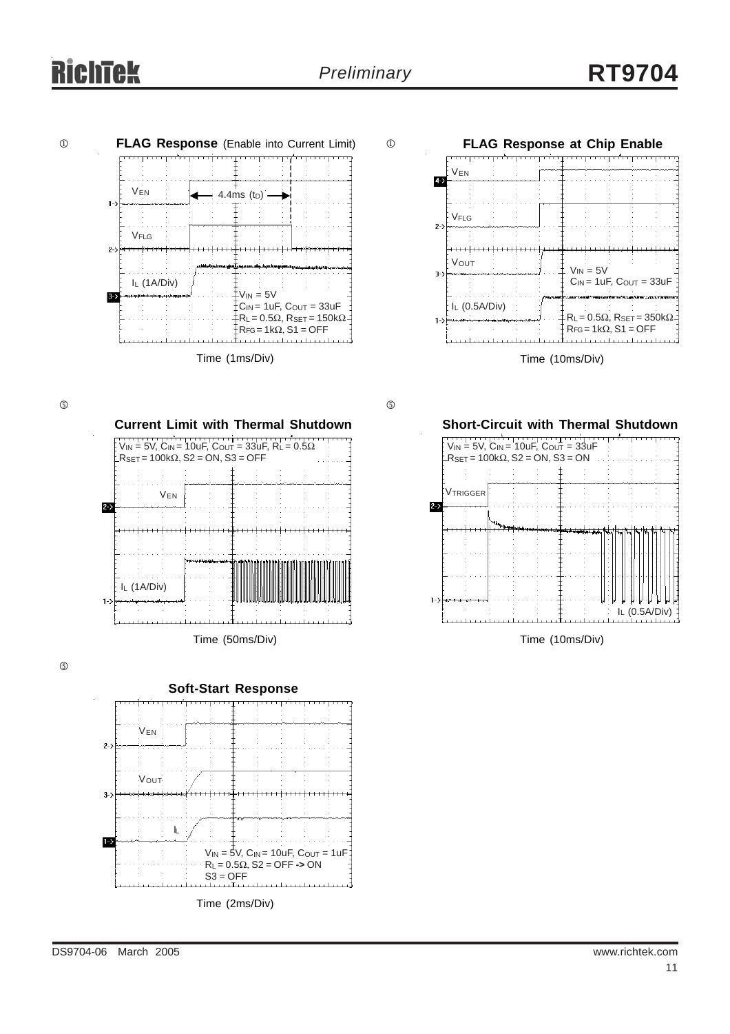**FLAG Response** (Enable into Current Limit)

$V_{EN}$

4.4ms ($t_D$)

$V_{FLG}$

$I_L$ (1A/Div)

$V_{IN}$ = 5V
$C_{IN}$ = 1uF, $C_{OUT}$ = 33uF
$R_L$ = 0.5Ω, $R_{SET}$ = 150kΩ
$R_{FG}$ = 1kΩ, S1 = OFF

Time (1ms/Div)

**FLAG Response at Chip Enable**

$V_{EN}$

$V_{FLG}$

$V_{OUT}$

$I_L$ (0.5A/Div)

$V_{IN}$ = 5V
$C_{IN}$ = 1uF, $C_{OUT}$ = 33uF
$R_L$ = 0.5Ω, $R_{SET}$ = 350kΩ
$R_{FG}$ = 1kΩ, S1 = OFF

Time (10ms/Div)

**Current Limit with Thermal Shutdown**

$V_{IN}$ = 5V, $C_{IN}$ = 10uF, $C_{OUT}$ = 33uF, $R_L$ = 0.5Ω
$R_{SET}$ = 100kΩ, S2 = ON, S3 = OFF

$V_{EN}$

$I_L$ (1A/Div)

Time (50ms/Div)

**Short-Circuit with Thermal Shutdown**

$V_{IN}$ = 5V, $C_{IN}$ = 10uF, $C_{OUT}$ = 33uF
$R_{SET}$ = 100kΩ, S2 = ON, S3 = ON

$V_{TRIGGER}$

$I_L$ (0.5A/Div)

Time (10ms/Div)

**Soft-Start Response**

$V_{EN}$

$V_{OUT}$

$I_L$

$V_{IN}$ = 5V, $C_{IN}$ = 10uF, $C_{OUT}$ = 1uF
$R_L$ = 0.5Ω, S2 = OFF -> ON
S3 = OFF

Time (2ms/Div)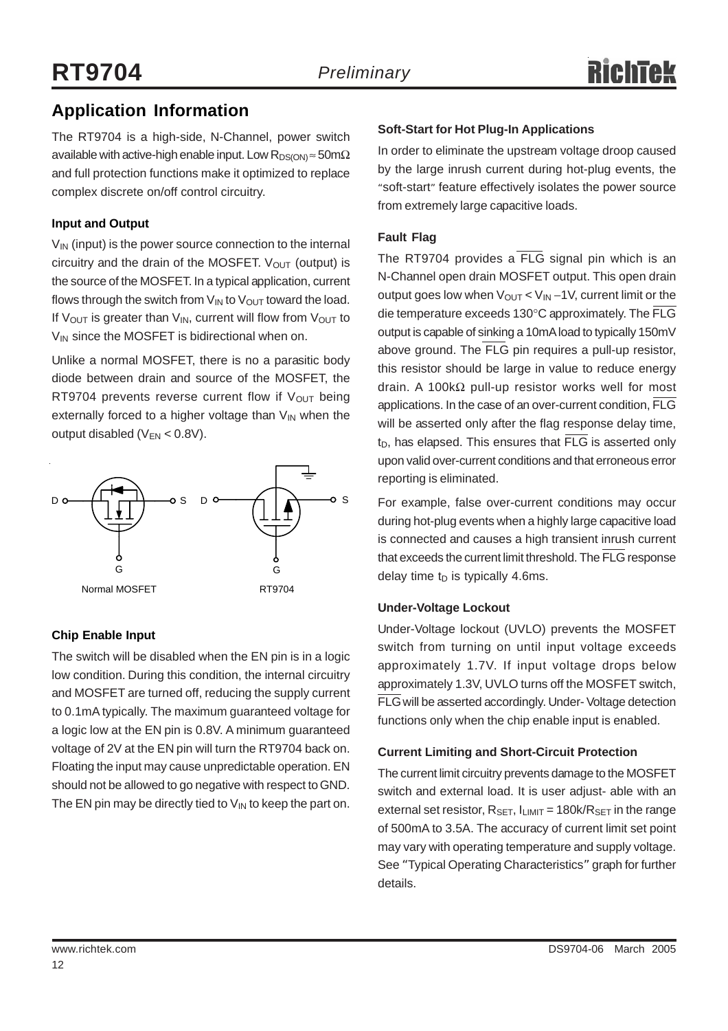## Application Information

The RT9704 is a high-side, N-Channel, power switch available with active-high enable input. Low $R_{DS(ON)} \approx 50m\Omega$ and full protection functions make it optimized to replace complex discrete on/off control circuitry.

### Input and Output

$V_{IN}$ (input) is the power source connection to the internal circuitry and the drain of the MOSFET. $V_{OUT}$ (output) is the source of the MOSFET. In a typical application, current flows through the switch from $V_{IN}$ to $V_{OUT}$ toward the load. If $V_{OUT}$ is greater than $V_{IN}$, current will flow from $V_{OUT}$ to $V_{IN}$ since the MOSFET is bidirectional when on.

Unlike a normal MOSFET, there is no a parasitic body diode between drain and source of the MOSFET, the RT9704 prevents reverse current flow if $V_{OUT}$ being externally forced to a higher voltage than $V_{IN}$ when the output disabled ($V_{EN}$ < 0.8V).

D S G D S G

Normal MOSFET RT9704

### Chip Enable Input

The switch will be disabled when the EN pin is in a logic low condition. During this condition, the internal circuitry and MOSFET are turned off, reducing the supply current to 0.1mA typically. The maximum guaranteed voltage for a logic low at the EN pin is 0.8V. A minimum guaranteed voltage of 2V at the EN pin will turn the RT9704 back on. Floating the input may cause unpredictable operation. EN should not be allowed to go negative with respect to GND. The EN pin may be directly tied to $V_{IN}$ to keep the part on.

### Soft-Start for Hot Plug-In Applications

In order to eliminate the upstream voltage droop caused by the large inrush current during hot-plug events, the "soft-start" feature effectively isolates the power source from extremely large capacitive loads.

### Fault Flag

The RT9704 provides a $\overline{FLG}$ signal pin which is an N-Channel open drain MOSFET output. This open drain output goes low when $V_{OUT} < V_{IN} - 1V$, current limit or the die temperature exceeds 130°C approximately. The $\overline{FLG}$ output is capable of sinking a 10mA load to typically 150mV above ground. The $\overline{FLG}$ pin requires a pull-up resistor, this resistor should be large in value to reduce energy drain. A 100kΩ pull-up resistor works well for most applications. In the case of an over-current condition, $\overline{FLG}$ will be asserted only after the flag response delay time, $t_D$, has elapsed. This ensures that $\overline{FLG}$ is asserted only upon valid over-current conditions and that erroneous error reporting is eliminated.

For example, false over-current conditions may occur during hot-plug events when a highly large capacitive load is connected and causes a high transient inrush current that exceeds the current limit threshold. The $\overline{FLG}$ response delay time $t_D$ is typically 4.6ms.

### Under-Voltage Lockout

Under-Voltage lockout (UVLO) prevents the MOSFET switch from turning on until input voltage exceeds approximately 1.7V. If input voltage drops below approximately 1.3V, UVLO turns off the MOSFET switch, $\overline{FLG}$ will be asserted accordingly. Under- Voltage detection functions only when the chip enable input is enabled.

### Current Limiting and Short-Circuit Protection

The current limit circuitry prevents damage to the MOSFET switch and external load. It is user adjust- able with an external set resistor, $R_{SET}$, $I_{LIMIT} = 180k/R_{SET}$ in the range of 500mA to 3.5A. The accuracy of current limit set point may vary with operating temperature and supply voltage. See "Typical Operating Characteristics" graph for further details.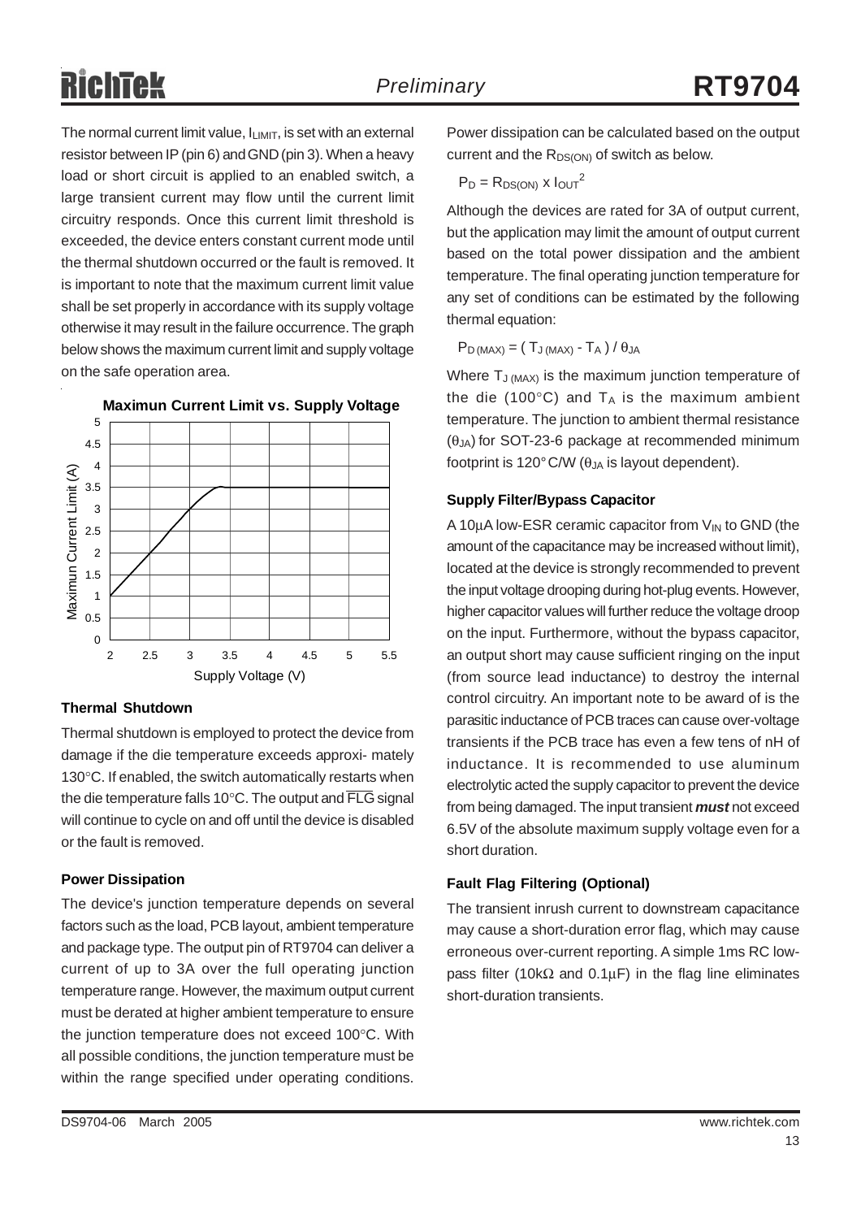The normal current limit value, $I_{LIMIT}$, is set with an external resistor between IP (pin 6) and GND (pin 3). When a heavy load or short circuit is applied to an enabled switch, a large transient current may flow until the current limit circuitry responds. Once this current limit threshold is exceeded, the device enters constant current mode until the thermal shutdown occurred or the fault is removed. It is important to note that the maximum current limit value shall be set properly in accordance with its supply voltage otherwise it may result in the failure occurrence. The graph below shows the maximum current limit and supply voltage on the safe operation area.

**Maximun Current Limit vs. Supply Voltage**

(Graph: Maximun Current Limit (A) vs. Supply Voltage (V); x-axis 2 to 5.5, y-axis 0 to 5)

### Thermal Shutdown

Thermal shutdown is employed to protect the device from damage if the die temperature exceeds approxi- mately 130°C. If enabled, the switch automatically restarts when the die temperature falls 10°C. The output and $\overline{FLG}$ signal will continue to cycle on and off until the device is disabled or the fault is removed.

### Power Dissipation

The device's junction temperature depends on several factors such as the load, PCB layout, ambient temperature and package type. The output pin of RT9704 can deliver a current of up to 3A over the full operating junction temperature range. However, the maximum output current must be derated at higher ambient temperature to ensure the junction temperature does not exceed 100°C. With all possible conditions, the junction temperature must be within the range specified under operating conditions. Power dissipation can be calculated based on the output current and the $R_{DS(ON)}$ of switch as below.

$$P_D = R_{DS(ON)} \times I_{OUT}^2$$

Although the devices are rated for 3A of output current, but the application may limit the amount of output current based on the total power dissipation and the ambient temperature. The final operating junction temperature for any set of conditions can be estimated by the following thermal equation:

$$P_{D(MAX)} = ( T_{J(MAX)} - T_A ) / \theta_{JA}$$

Where $T_{J(MAX)}$ is the maximum junction temperature of the die (100°C) and $T_A$ is the maximum ambient temperature. The junction to ambient thermal resistance ($\theta_{JA}$) for SOT-23-6 package at recommended minimum footprint is 120°C/W ($\theta_{JA}$ is layout dependent).

### Supply Filter/Bypass Capacitor

A 10µA low-ESR ceramic capacitor from $V_{IN}$ to GND (the amount of the capacitance may be increased without limit), located at the device is strongly recommended to prevent the input voltage drooping during hot-plug events. However, higher capacitor values will further reduce the voltage droop on the input. Furthermore, without the bypass capacitor, an output short may cause sufficient ringing on the input (from source lead inductance) to destroy the internal control circuitry. An important note to be award of is the parasitic inductance of PCB traces can cause over-voltage transients if the PCB trace has even a few tens of nH of inductance. It is recommended to use aluminum electrolytic acted the supply capacitor to prevent the device from being damaged. The input transient ***must*** not exceed 6.5V of the absolute maximum supply voltage even for a short duration.

### Fault Flag Filtering (Optional)

The transient inrush current to downstream capacitance may cause a short-duration error flag, which may cause erroneous over-current reporting. A simple 1ms RC low-pass filter (10kΩ and 0.1µF) in the flag line eliminates short-duration transients.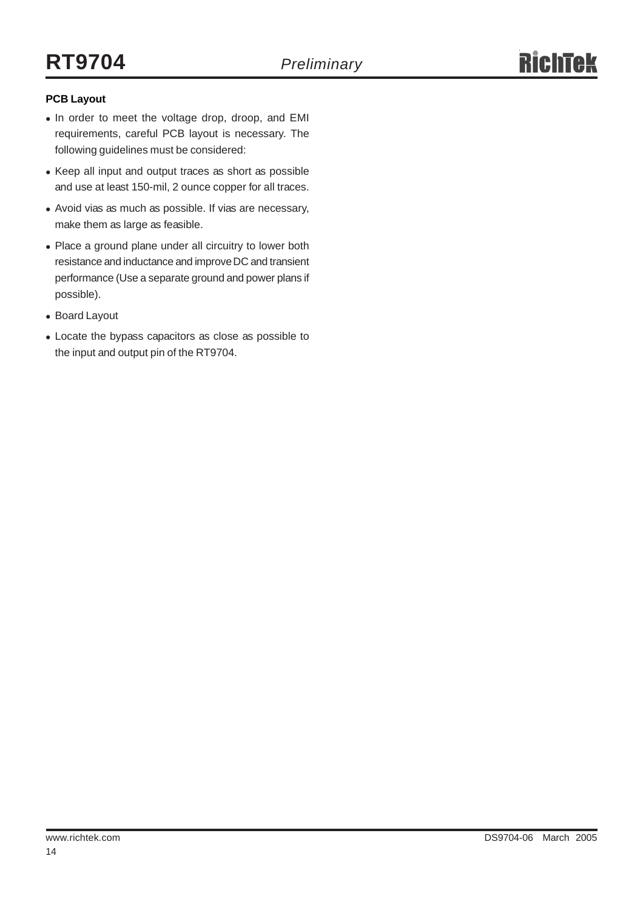**PCB Layout**

- In order to meet the voltage drop, droop, and EMI requirements, careful PCB layout is necessary. The following guidelines must be considered:
- Keep all input and output traces as short as possible and use at least 150-mil, 2 ounce copper for all traces.
- Avoid vias as much as possible. If vias are necessary, make them as large as feasible.
- Place a ground plane under all circuitry to lower both resistance and inductance and improve DC and transient performance (Use a separate ground and power plans if possible).
- Board Layout
- Locate the bypass capacitors as close as possible to the input and output pin of the RT9704.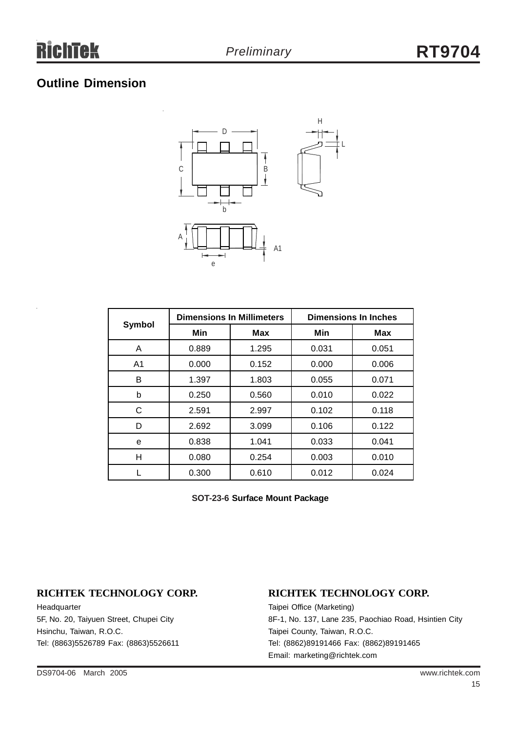## Outline Dimension

| Symbol | Dimensions In Millimeters | | Dimensions In Inches | |
|---|---|---|---|---|
| | Min | Max | Min | Max |
| A | 0.889 | 1.295 | 0.031 | 0.051 |
| A1 | 0.000 | 0.152 | 0.000 | 0.006 |
| B | 1.397 | 1.803 | 0.055 | 0.071 |
| b | 0.250 | 0.560 | 0.010 | 0.022 |
| C | 2.591 | 2.997 | 0.102 | 0.118 |
| D | 2.692 | 3.099 | 0.106 | 0.122 |
| e | 0.838 | 1.041 | 0.033 | 0.041 |
| H | 0.080 | 0.254 | 0.003 | 0.010 |
| L | 0.300 | 0.610 | 0.012 | 0.024 |

**SOT-23-6 Surface Mount Package**

**RICHTEK TECHNOLOGY CORP.**

Headquarter
5F, No. 20, Taiyuen Street, Chupei City
Hsinchu, Taiwan, R.O.C.
Tel: (8863)5526789 Fax: (8863)5526611

**RICHTEK TECHNOLOGY CORP.**

Taipei Office (Marketing)
8F-1, No. 137, Lane 235, Paochiao Road, Hsintien City
Taipei County, Taiwan, R.O.C.
Tel: (8862)89191466 Fax: (8862)89191465
Email: marketing@richtek.com